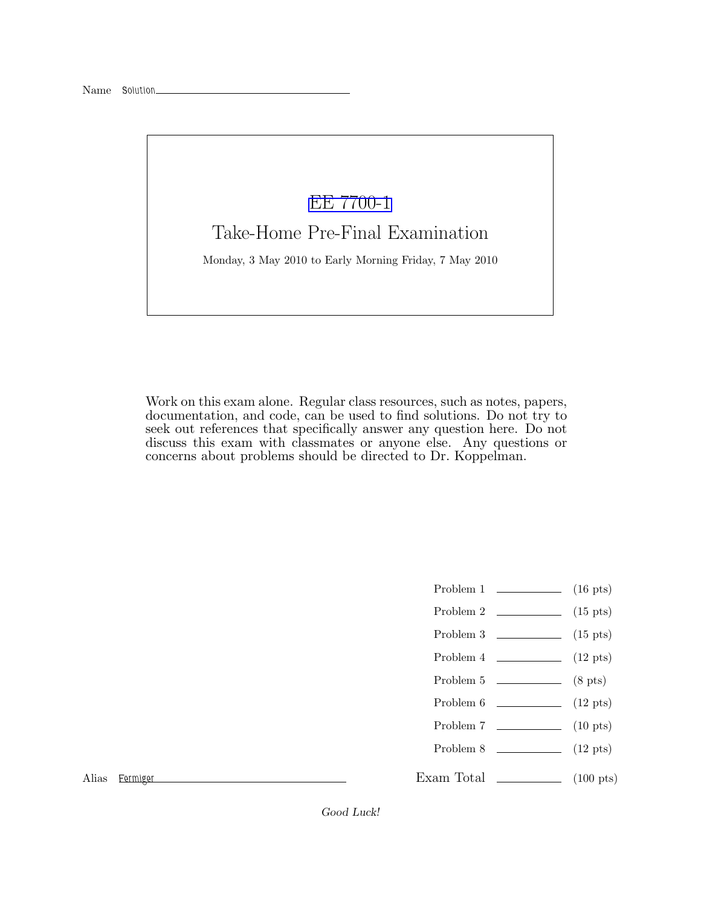Name Solution

# EE 7700-1

## Take-Home Pre-Final Examination

Monday, 3 May 2010 to Early Morning Friday, 7 May 2010

Work on this exam alone. Regular class resources, such as notes, papers, documentation, and code, can be used to find solutions. Do not try to seek out references that specifically answer any question here. Do not discuss this exam with classmates or anyone else. Any questions or concerns about problems should be directed to Dr. Koppelman.

| | | |
|---|---|---|
| Problem 1 | ______ | (16 pts) |
| Problem 2 | ______ | (15 pts) |
| Problem 3 | ______ | (15 pts) |
| Problem 4 | ______ | (12 pts) |
| Problem 5 | ______ | (8 pts) |
| Problem 6 | ______ | (12 pts) |
| Problem 7 | ______ | (10 pts) |
| Problem 8 | ______ | (12 pts) |
| Exam Total | ______ | (100 pts) |

Alias Fermiger

*Good Luck!*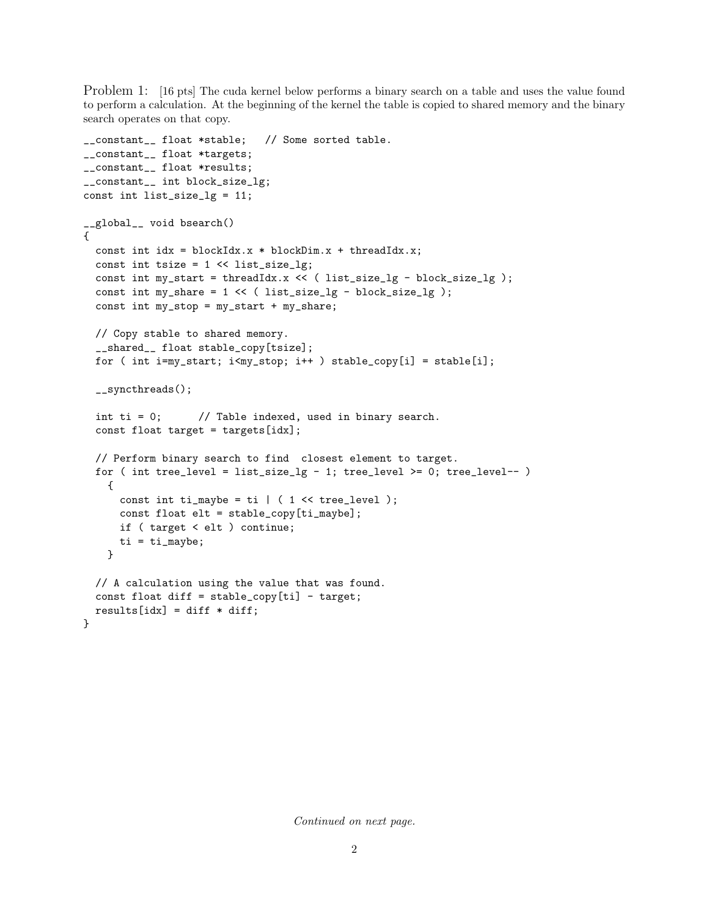Problem 1: [16 pts] The cuda kernel below performs a binary search on a table and uses the value found to perform a calculation. At the beginning of the kernel the table is copied to shared memory and the binary search operates on that copy.

```
__constant__ float *stable;   // Some sorted table.
__constant__ float *targets;
__constant__ float *results;
__constant__ int block_size_lg;
const int list_size_lg = 11;

__global__ void bsearch()
{
  const int idx = blockIdx.x * blockDim.x + threadIdx.x;
  const int tsize = 1 << list_size_lg;
  const int my_start = threadIdx.x << ( list_size_lg - block_size_lg );
  const int my_share = 1 << ( list_size_lg - block_size_lg );
  const int my_stop = my_start + my_share;

  // Copy stable to shared memory.
  __shared__ float stable_copy[tsize];
  for ( int i=my_start; i<my_stop; i++ ) stable_copy[i] = stable[i];

  __syncthreads();

  int ti = 0;      // Table indexed, used in binary search.
  const float target = targets[idx];

  // Perform binary search to find  closest element to target.
  for ( int tree_level = list_size_lg - 1; tree_level >= 0; tree_level-- )
    {
      const int ti_maybe = ti | ( 1 << tree_level );
      const float elt = stable_copy[ti_maybe];
      if ( target < elt ) continue;
      ti = ti_maybe;
    }

  // A calculation using the value that was found.
  const float diff = stable_copy[ti] - target;
  results[idx] = diff * diff;
}
```

*Continued on next page.*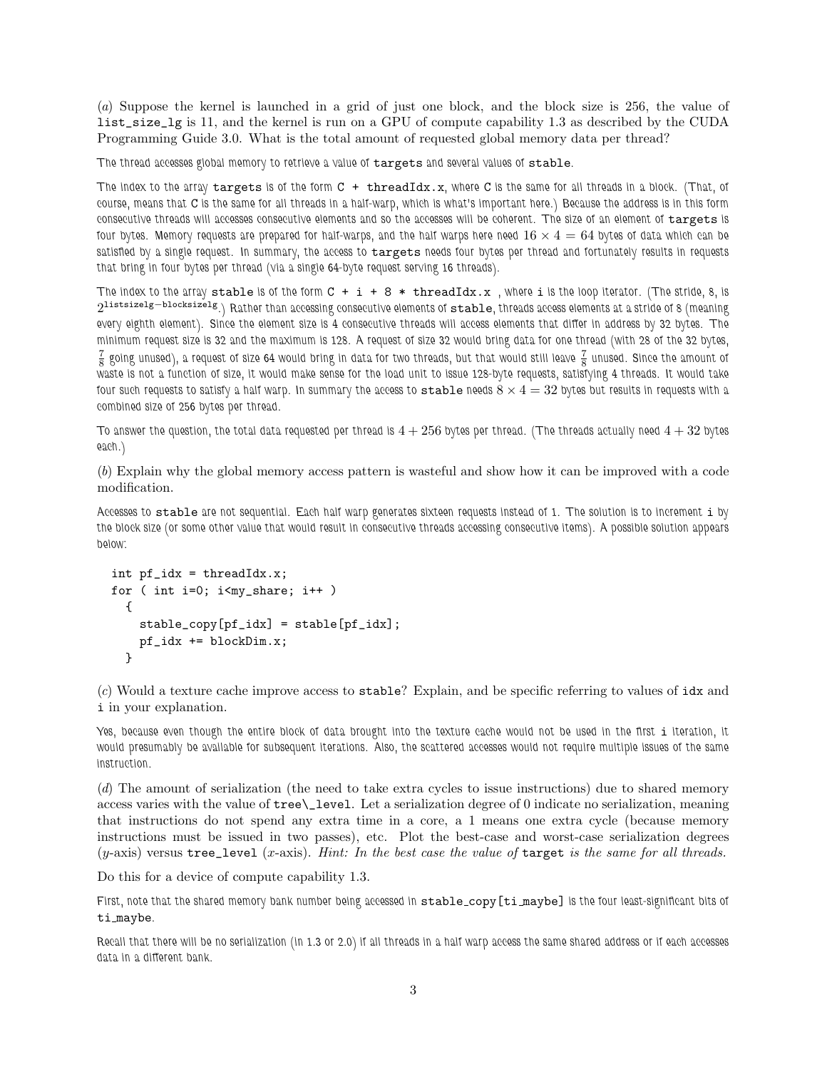(*a*) Suppose the kernel is launched in a grid of just one block, and the block size is 256, the value of list_size_lg is 11, and the kernel is run on a GPU of compute capability 1.3 as described by the CUDA Programming Guide 3.0. What is the total amount of requested global memory data per thread?

The thread accesses global memory to retrieve a value of targets and several values of stable.

The index to the array targets is of the form C + threadIdx.x, where C is the same for all threads in a block. (That, of course, means that C is the same for all threads in a half-warp, which is what's important here.) Because the address is in this form consecutive threads will accesses consecutive elements and so the accesses will be coherent. The size of an element of targets is four bytes. Memory requests are prepared for half-warps, and the half warps here need $16 \times 4 = 64$ bytes of data which can be satisfied by a single request. In summary, the access to targets needs four bytes per thread and fortunately results in requests that bring in four bytes per thread (via a single 64-byte request serving 16 threads).

The index to the array stable is of the form C + i + 8 * threadIdx.x , where i is the loop iterator. (The stride, 8, is $2^{\text{listsizelg}-\text{blocksizelg}}$.) Rather than accessing consecutive elements of stable, threads access elements at a stride of 8 (meaning every eighth element). Since the element size is 4 consecutive threads will access elements that differ in address by 32 bytes. The minimum request size is 32 and the maximum is 128. A request of size 32 would bring data for one thread (with 28 of the 32 bytes, $\frac{7}{8}$ going unused), a request of size 64 would bring in data for two threads, but that would still leave $\frac{7}{8}$ unused. Since the amount of waste is not a function of size, it would make sense for the load unit to issue 128-byte requests, satisfying 4 threads. It would take four such requests to satisfy a half warp. In summary the access to stable needs $8 \times 4 = 32$ bytes but results in requests with a combined size of 256 bytes per thread.

To answer the question, the total data requested per thread is $4 + 256$ bytes per thread. (The threads actually need $4 + 32$ bytes each.)

(*b*) Explain why the global memory access pattern is wasteful and show how it can be improved with a code modification.

Accesses to stable are not sequential. Each half warp generates sixteen requests instead of 1. The solution is to increment i by the block size (or some other value that would result in consecutive threads accessing consecutive items). A possible solution appears below:

```
int pf_idx = threadIdx.x;
for ( int i=0; i<my_share; i++ )
  {
    stable_copy[pf_idx] = stable[pf_idx];
    pf_idx += blockDim.x;
  }
```

(*c*) Would a texture cache improve access to stable? Explain, and be specific referring to values of idx and i in your explanation.

Yes, because even though the entire block of data brought into the texture cache would not be used in the first i iteration, it would presumably be available for subsequent iterations. Also, the scattered accesses would not require multiple issues of the same instruction.

(*d*) The amount of serialization (the need to take extra cycles to issue instructions) due to shared memory access varies with the value of tree\_level. Let a serialization degree of 0 indicate no serialization, meaning that instructions do not spend any extra time in a core, a 1 means one extra cycle (because memory instructions must be issued in two passes), etc. Plot the best-case and worst-case serialization degrees ($y$-axis) versus tree_level ($x$-axis). *Hint: In the best case the value of* target *is the same for all threads.*

Do this for a device of compute capability 1.3.

First, note that the shared memory bank number being accessed in stable_copy[ti_maybe] is the four least-significant bits of ti_maybe.

Recall that there will be no serialization (in 1.3 or 2.0) if all threads in a half warp access the same shared address or if each accesses data in a different bank.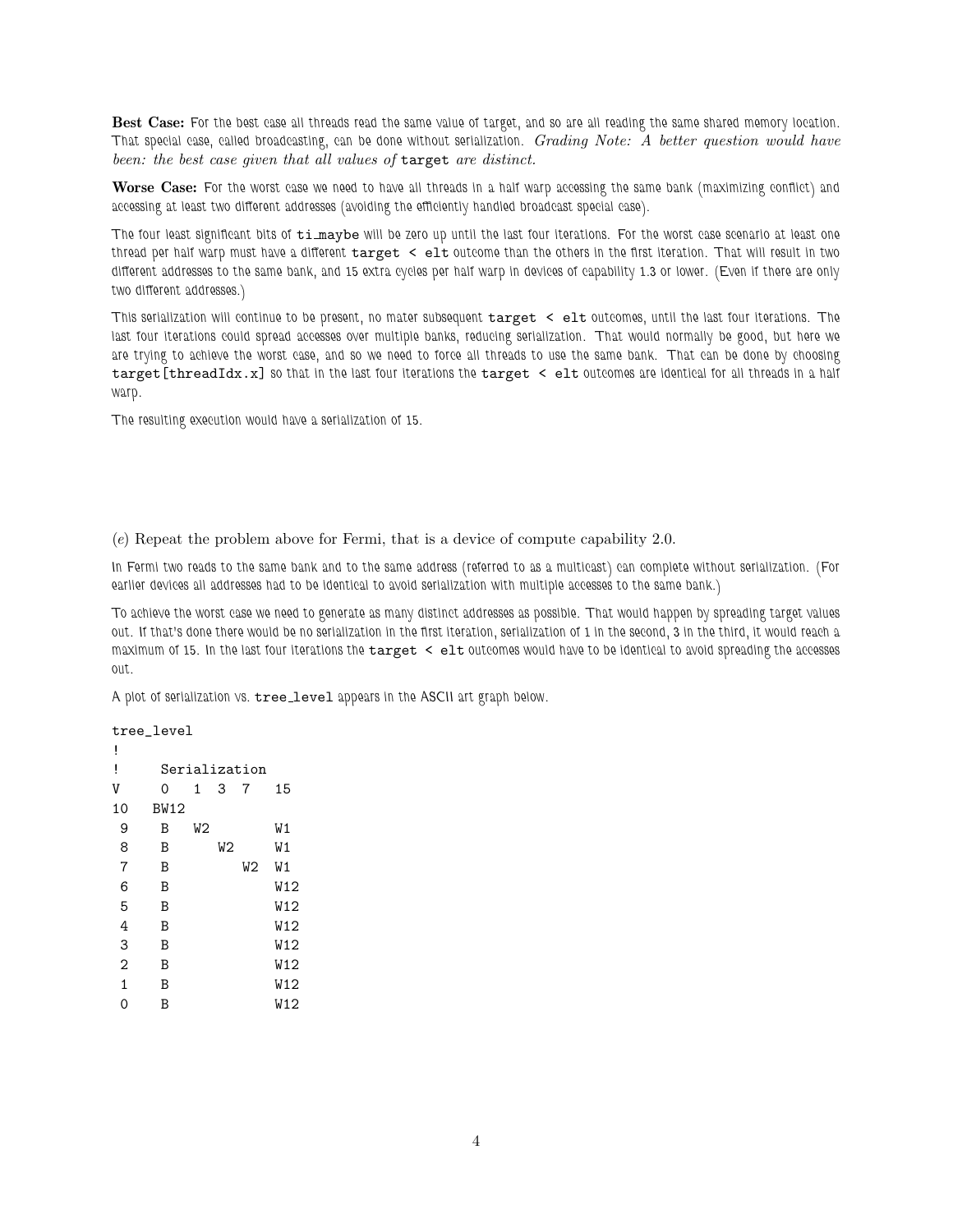**Best Case:** For the best case all threads read the same value of target, and so are all reading the same shared memory location. That special case, called broadcasting, can be done without serialization. *Grading Note: A better question would have been: the best case given that all values of* `target` *are distinct.*

**Worse Case:** For the worst case we need to have all threads in a half warp accessing the same bank (maximizing conflict) and accessing at least two different addresses (avoiding the efficiently handled broadcast special case).

The four least significant bits of `ti_maybe` will be zero up until the last four iterations. For the worst case scenario at least one thread per half warp must have a different `target < elt` outcome than the others in the first iteration. That will result in two different addresses to the same bank, and 15 extra cycles per half warp in devices of capability 1.3 or lower. (Even if there are only two different addresses.)

This serialization will continue to be present, no mater subsequent `target < elt` outcomes, until the last four iterations. The last four iterations could spread accesses over multiple banks, reducing serialization. That would normally be good, but here we are trying to achieve the worst case, and so we need to force all threads to use the same bank. That can be done by choosing `target[threadIdx.x]` so that in the last four iterations the `target < elt` outcomes are identical for all threads in a half warp.

The resulting execution would have a serialization of 15.

(*e*) Repeat the problem above for Fermi, that is a device of compute capability 2.0.

In Fermi two reads to the same bank and to the same address (referred to as a multicast) can complete without serialization. (For earlier devices all addresses had to be identical to avoid serialization with multiple accesses to the same bank.)

To achieve the worst case we need to generate as many distinct addresses as possible. That would happen by spreading target values out. If that's done there would be no serialization in the first iteration, serialization of 1 in the second, 3 in the third, it would reach a maximum of 15. In the last four iterations the `target < elt` outcomes would have to be identical to avoid spreading the accesses out.

A plot of serialization vs. `tree_level` appears in the ASCII art graph below.

```
tree_level
!
!     Serialization
V     0   1  3  7   15
10   BW12
 9    B   W2        W1
 8    B      W2     W1
 7    B         W2  W1
 6    B             W12
 5    B             W12
 4    B             W12
 3    B             W12
 2    B             W12
 1    B             W12
 0    B             W12
```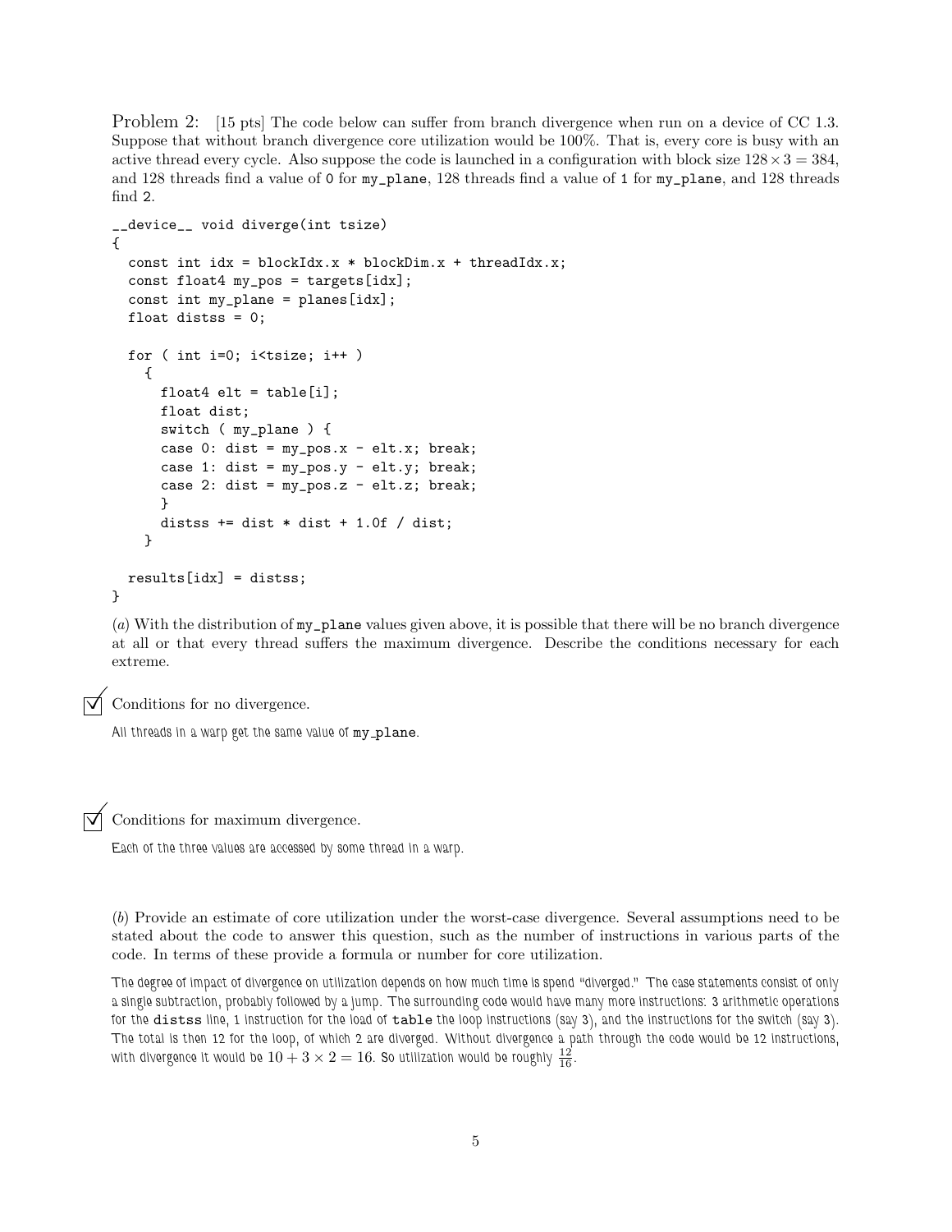Problem 2: [15 pts] The code below can suffer from branch divergence when run on a device of CC 1.3. Suppose that without branch divergence core utilization would be 100%. That is, every core is busy with an active thread every cycle. Also suppose the code is launched in a configuration with block size $128 \times 3 = 384$, and 128 threads find a value of 0 for `my_plane`, 128 threads find a value of 1 for `my_plane`, and 128 threads find 2.

```
__device__ void diverge(int tsize)
{
  const int idx = blockIdx.x * blockDim.x + threadIdx.x;
  const float4 my_pos = targets[idx];
  const int my_plane = planes[idx];
  float distss = 0;

  for ( int i=0; i<tsize; i++ )
    {
      float4 elt = table[i];
      float dist;
      switch ( my_plane ) {
      case 0: dist = my_pos.x - elt.x; break;
      case 1: dist = my_pos.y - elt.y; break;
      case 2: dist = my_pos.z - elt.z; break;
      }
      distss += dist * dist + 1.0f / dist;
    }

  results[idx] = distss;
}
```

(*a*) With the distribution of `my_plane` values given above, it is possible that there will be no branch divergence at all or that every thread suffers the maximum divergence. Describe the conditions necessary for each extreme.

☑ Conditions for no divergence.

All threads in a warp get the same value of `my_plane`.

☑ Conditions for maximum divergence.

Each of the three values are accessed by some thread in a warp.

(*b*) Provide an estimate of core utilization under the worst-case divergence. Several assumptions need to be stated about the code to answer this question, such as the number of instructions in various parts of the code. In terms of these provide a formula or number for core utilization.

The degree of impact of divergence on utilization depends on how much time is spend "diverged." The case statements consist of only a single subtraction, probably followed by a jump. The surrounding code would have many more instructions: 3 arithmetic operations for the `distss` line, 1 instruction for the load of `table` the loop instructions (say 3), and the instructions for the switch (say 3). The total is then 12 for the loop, of which 2 are diverged. Without divergence a path through the code would be 12 instructions, with divergence it would be $10 + 3 \times 2 = 16$. So utilization would be roughly $\frac{12}{16}$.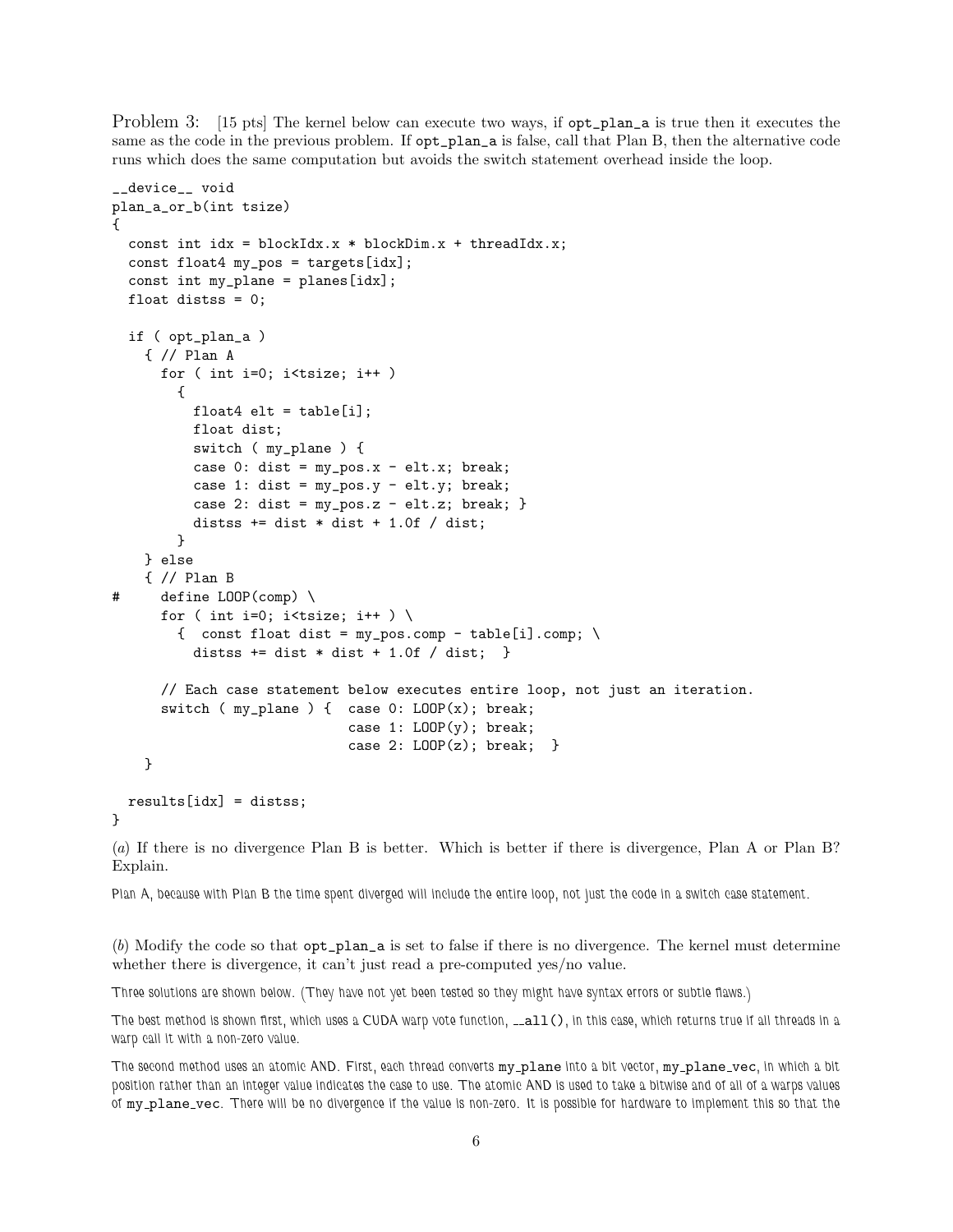Problem 3: [15 pts] The kernel below can execute two ways, if `opt_plan_a` is true then it executes the same as the code in the previous problem. If `opt_plan_a` is false, call that Plan B, then the alternative code runs which does the same computation but avoids the switch statement overhead inside the loop.

```
__device__ void
plan_a_or_b(int tsize)
{
  const int idx = blockIdx.x * blockDim.x + threadIdx.x;
  const float4 my_pos = targets[idx];
  const int my_plane = planes[idx];
  float distss = 0;

  if ( opt_plan_a )
    { // Plan A
      for ( int i=0; i<tsize; i++ )
        {
          float4 elt = table[i];
          float dist;
          switch ( my_plane ) {
          case 0: dist = my_pos.x - elt.x; break;
          case 1: dist = my_pos.y - elt.y; break;
          case 2: dist = my_pos.z - elt.z; break; }
          distss += dist * dist + 1.0f / dist;
        }
    } else
    { // Plan B
#     define LOOP(comp) \
      for ( int i=0; i<tsize; i++ ) \
        {  const float dist = my_pos.comp - table[i].comp; \
          distss += dist * dist + 1.0f / dist;  }

      // Each case statement below executes entire loop, not just an iteration.
      switch ( my_plane ) {  case 0: LOOP(x); break;
                             case 1: LOOP(y); break;
                             case 2: LOOP(z); break;  }
    }

  results[idx] = distss;
}
```

(*a*) If there is no divergence Plan B is better. Which is better if there is divergence, Plan A or Plan B? Explain.

Plan A, because with Plan B the time spent diverged will include the entire loop, not just the code in a switch case statement.

(*b*) Modify the code so that `opt_plan_a` is set to false if there is no divergence. The kernel must determine whether there is divergence, it can't just read a pre-computed yes/no value.

Three solutions are shown below. (They have not yet been tested so they might have syntax errors or subtle flaws.)

The best method is shown first, which uses a CUDA warp vote function, `__all()`, in this case, which returns true if all threads in a warp call it with a non-zero value.

The second method uses an atomic AND. First, each thread converts `my_plane` into a bit vector, `my_plane_vec`, in which a bit position rather than an integer value indicates the case to use. The atomic AND is used to take a bitwise and of all of a warps values of `my_plane_vec`. There will be no divergence if the value is non-zero. It is possible for hardware to implement this so that the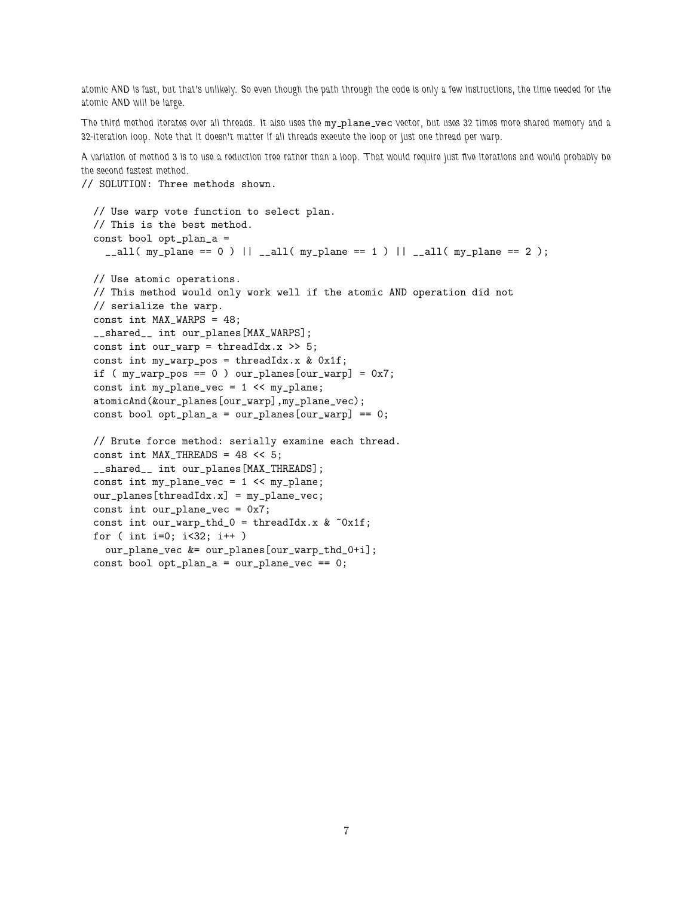atomic AND is fast, but that's unlikely. So even though the path through the code is only a few instructions, the time needed for the atomic AND will be large.

The third method iterates over all threads. It also uses the `my_plane_vec` vector, but uses 32 times more shared memory and a 32-iteration loop. Note that it doesn't matter if all threads execute the loop or just one thread per warp.

A variation of method 3 is to use a reduction tree rather than a loop. That would require just five iterations and would probably be the second fastest method.

```
// SOLUTION: Three methods shown.

  // Use warp vote function to select plan.
  // This is the best method.
  const bool opt_plan_a =
    __all( my_plane == 0 ) || __all( my_plane == 1 ) || __all( my_plane == 2 );

  // Use atomic operations.
  // This method would only work well if the atomic AND operation did not
  // serialize the warp.
  const int MAX_WARPS = 48;
  __shared__ int our_planes[MAX_WARPS];
  const int our_warp = threadIdx.x >> 5;
  const int my_warp_pos = threadIdx.x & 0x1f;
  if ( my_warp_pos == 0 ) our_planes[our_warp] = 0x7;
  const int my_plane_vec = 1 << my_plane;
  atomicAnd(&our_planes[our_warp],my_plane_vec);
  const bool opt_plan_a = our_planes[our_warp] == 0;

  // Brute force method: serially examine each thread.
  const int MAX_THREADS = 48 << 5;
  __shared__ int our_planes[MAX_THREADS];
  const int my_plane_vec = 1 << my_plane;
  our_planes[threadIdx.x] = my_plane_vec;
  const int our_plane_vec = 0x7;
  const int our_warp_thd_0 = threadIdx.x & ~0x1f;
  for ( int i=0; i<32; i++ )
    our_plane_vec &= our_planes[our_warp_thd_0+i];
  const bool opt_plan_a = our_plane_vec == 0;
```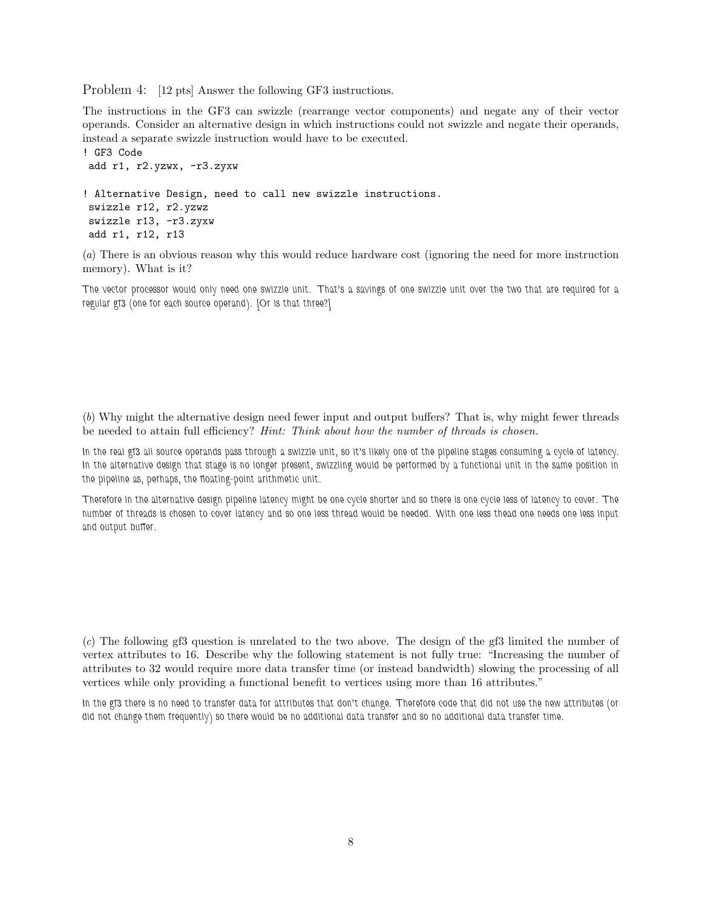Problem 4: [12 pts] Answer the following GF3 instructions.

The instructions in the GF3 can swizzle (rearrange vector components) and negate any of their vector operands. Consider an alternative design in which instructions could not swizzle and negate their operands, instead a separate swizzle instruction would have to be executed.

```
! GF3 Code
 add r1, r2.yzwx, -r3.zyxw

! Alternative Design, need to call new swizzle instructions.
 swizzle r12, r2.yzwz
 swizzle r13, -r3.zyxw
 add r1, r12, r13
```

(*a*) There is an obvious reason why this would reduce hardware cost (ignoring the need for more instruction memory). What is it?

The vector processor would only need one swizzle unit. That's a savings of one swizzle unit over the two that are required for a regular gf3 (one for each source operand). [Or is that three?]

(*b*) Why might the alternative design need fewer input and output buffers? That is, why might fewer threads be needed to attain full efficiency? *Hint: Think about how the number of threads is chosen.*

In the real gf3 all source operands pass through a swizzle unit, so it's likely one of the pipeline stages consuming a cycle of latency. In the alternative design that stage is no longer present, swizzling would be performed by a functional unit in the same position in the pipeline as, perhaps, the floating-point arithmetic unit.

Therefore in the alternative design pipeline latency might be one cycle shorter and so there is one cycle less of latency to cover. The number of threads is chosen to cover latency and so one less thread would be needed. With one less thead one needs one less input and output buffer.

(*c*) The following gf3 question is unrelated to the two above. The design of the gf3 limited the number of vertex attributes to 16. Describe why the following statement is not fully true: "Increasing the number of attributes to 32 would require more data transfer time (or instead bandwidth) slowing the processing of all vertices while only providing a functional benefit to vertices using more than 16 attributes."

In the gf3 there is no need to transfer data for attributes that don't change. Therefore code that did not use the new attributes (or did not change them frequently) so there would be no additional data transfer and so no additional data transfer time.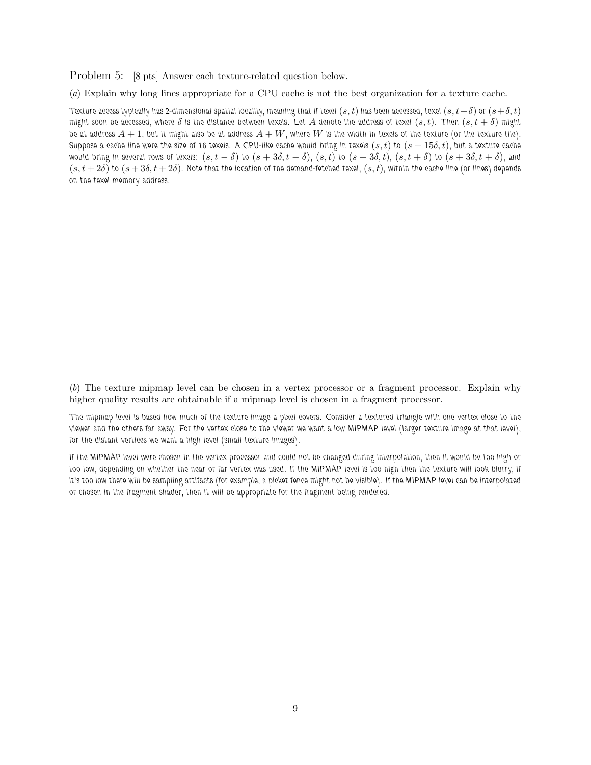Problem 5: [8 pts] Answer each texture-related question below.

(*a*) Explain why long lines appropriate for a CPU cache is not the best organization for a texture cache.

Texture access typically has 2-dimensional spatial locality, meaning that if texel $(s, t)$ has been accessed, texel $(s, t+\delta)$ or $(s+\delta, t)$ might soon be accessed, where $\delta$ is the distance between texels. Let $A$ denote the address of texel $(s, t)$. Then $(s, t+\delta)$ might be at address $A+1$, but it might also be at address $A+W$, where $W$ is the width in texels of the texture (or the texture tile). Suppose a cache line were the size of 16 texels. A CPU-like cache would bring in texels $(s, t)$ to $(s+15\delta, t)$, but a texture cache would bring in several rows of texels: $(s, t-\delta)$ to $(s+3\delta, t-\delta)$, $(s, t)$ to $(s+3\delta, t)$, $(s, t+\delta)$ to $(s+3\delta, t+\delta)$, and $(s, t+2\delta)$ to $(s+3\delta, t+2\delta)$. Note that the location of the demand-fetched texel, $(s, t)$, within the cache line (or lines) depends on the texel memory address.

(*b*) The texture mipmap level can be chosen in a vertex processor or a fragment processor. Explain why higher quality results are obtainable if a mipmap level is chosen in a fragment processor.

The mipmap level is based how much of the texture image a pixel covers. Consider a textured triangle with one vertex close to the viewer and the others far away. For the vertex close to the viewer we want a low MIPMAP level (larger texture image at that level), for the distant vertices we want a high level (small texture images).

If the MIPMAP level were chosen in the vertex processor and could not be changed during interpolation, then it would be too high or too low, depending on whether the near or far vertex was used. If the MIPMAP level is too high then the texture will look blurry, if it's too low there will be sampling artifacts (for example, a picket fence might not be visible). If the MIPMAP level can be interpolated or chosen in the fragment shader, then it will be appropriate for the fragment being rendered.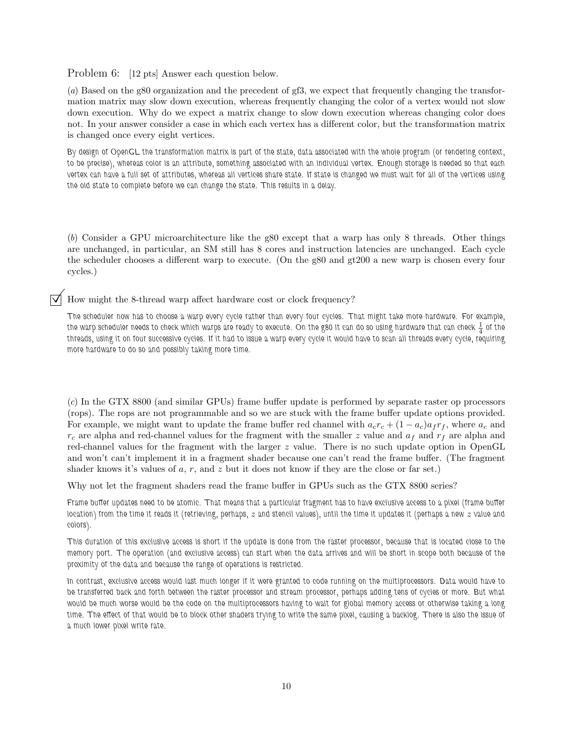Problem 6: [12 pts] Answer each question below.

(*a*) Based on the g80 organization and the precedent of gf3, we expect that frequently changing the transformation matrix may slow down execution, whereas frequently changing the color of a vertex would not slow down execution. Why do we expect a matrix change to slow down execution whereas changing color does not. In your answer consider a case in which each vertex has a different color, but the transformation matrix is changed once every eight vertices.

By design of OpenGL the transformation matrix is part of the state, data associated with the whole program (or rendering context, to be precise), whereas color is an attribute, something associated with an individual vertex. Enough storage is needed so that each vertex can have a full set of attributes, whereas all vertices share state. If state is changed we must wait for all of the vertices using the old state to complete before we can change the state. This results in a delay.

(*b*) Consider a GPU microarchitecture like the g80 except that a warp has only 8 threads. Other things are unchanged, in particular, an SM still has 8 cores and instruction latencies are unchanged. Each cycle the scheduler chooses a different warp to execute. (On the g80 and gt200 a new warp is chosen every four cycles.)

☑ How might the 8-thread warp affect hardware cost or clock frequency?

The scheduler now has to choose a warp every cycle rather than every four cycles. That might take more hardware. For example, the warp scheduler needs to check which warps are ready to execute. On the g80 it can do so using hardware that can check $\frac{1}{4}$ of the threads, using it on four successive cycles. If it had to issue a warp every cycle it would have to scan all threads every cycle, requiring more hardware to do so and possibly taking more time.

(*c*) In the GTX 8800 (and similar GPUs) frame buffer update is performed by separate raster op processors (rops). The rops are not programmable and so we are stuck with the frame buffer update options provided. For example, we might want to update the frame buffer red channel with $a_c r_c + (1 - a_c) a_f r_f$, where $a_c$ and $r_c$ are alpha and red-channel values for the fragment with the smaller $z$ value and $a_f$ and $r_f$ are alpha and red-channel values for the fragment with the larger $z$ value. There is no such update option in OpenGL and won't can't implement it in a fragment shader because one can't read the frame buffer. (The fragment shader knows it's values of $a$, $r$, and $z$ but it does not know if they are the close or far set.)

Why not let the fragment shaders read the frame buffer in GPUs such as the GTX 8800 series?

Frame buffer updates need to be atomic. That means that a particular fragment has to have exclusive access to a pixel (frame buffer location) from the time it reads it (retrieving, perhaps, $z$ and stencil values), until the time it updates it (perhaps a new $z$ value and colors).

This duration of this exclusive access is short if the update is done from the raster processor, because that is located close to the memory port. The operation (and exclusive access) can start when the data arrives and will be short in scope both because of the proximity of the data and because the range of operations is restricted.

In contrast, exclusive access would last much longer if it were granted to code running on the multiprocessors. Data would have to be transferred back and forth between the raster processor and stream processor, perhaps adding tens of cycles or more. But what would be much worse would be the code on the multiprocessors having to wait for global memory access or otherwise taking a long time. The effect of that would be to block other shaders trying to write the same pixel, causing a backlog. There is also the issue of a much lower pixel write rate.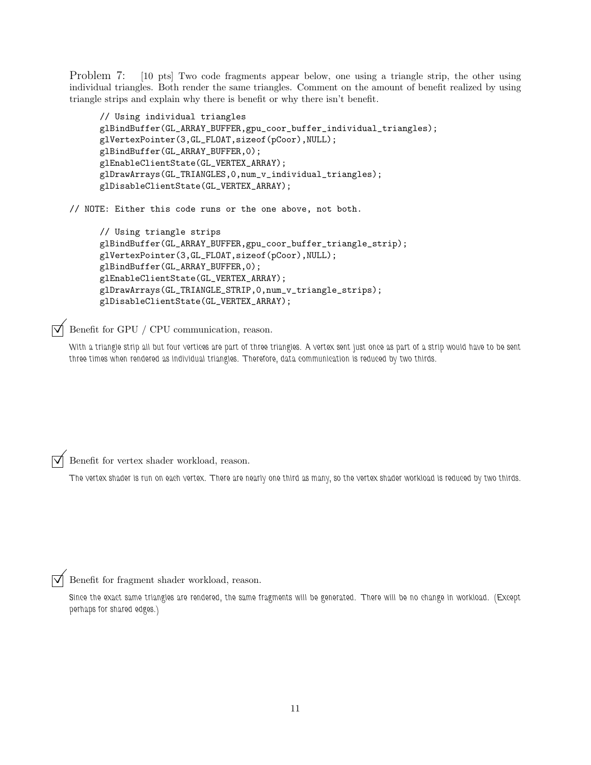Problem 7: [10 pts] Two code fragments appear below, one using a triangle strip, the other using individual triangles. Both render the same triangles. Comment on the amount of benefit realized by using triangle strips and explain why there is benefit or why there isn't benefit.

```
      // Using individual triangles
      glBindBuffer(GL_ARRAY_BUFFER,gpu_coor_buffer_individual_triangles);
      glVertexPointer(3,GL_FLOAT,sizeof(pCoor),NULL);
      glBindBuffer(GL_ARRAY_BUFFER,0);
      glEnableClientState(GL_VERTEX_ARRAY);
      glDrawArrays(GL_TRIANGLES,0,num_v_individual_triangles);
      glDisableClientState(GL_VERTEX_ARRAY);

// NOTE: Either this code runs or the one above, not both.

      // Using triangle strips
      glBindBuffer(GL_ARRAY_BUFFER,gpu_coor_buffer_triangle_strip);
      glVertexPointer(3,GL_FLOAT,sizeof(pCoor),NULL);
      glBindBuffer(GL_ARRAY_BUFFER,0);
      glEnableClientState(GL_VERTEX_ARRAY);
      glDrawArrays(GL_TRIANGLE_STRIP,0,num_v_triangle_strips);
      glDisableClientState(GL_VERTEX_ARRAY);
```

☑ Benefit for GPU / CPU communication, reason.

*With a triangle strip all but four vertices are part of three triangles. A vertex sent just once as part of a strip would have to be sent three times when rendered as individual triangles. Therefore, data communication is reduced by two thirds.*

☑ Benefit for vertex shader workload, reason.

*The vertex shader is run on each vertex. There are nearly one third as many, so the vertex shader workload is reduced by two thirds.*

☑ Benefit for fragment shader workload, reason.

*Since the exact same triangles are rendered, the same fragments will be generated. There will be no change in workload. (Except perhaps for shared edges.)*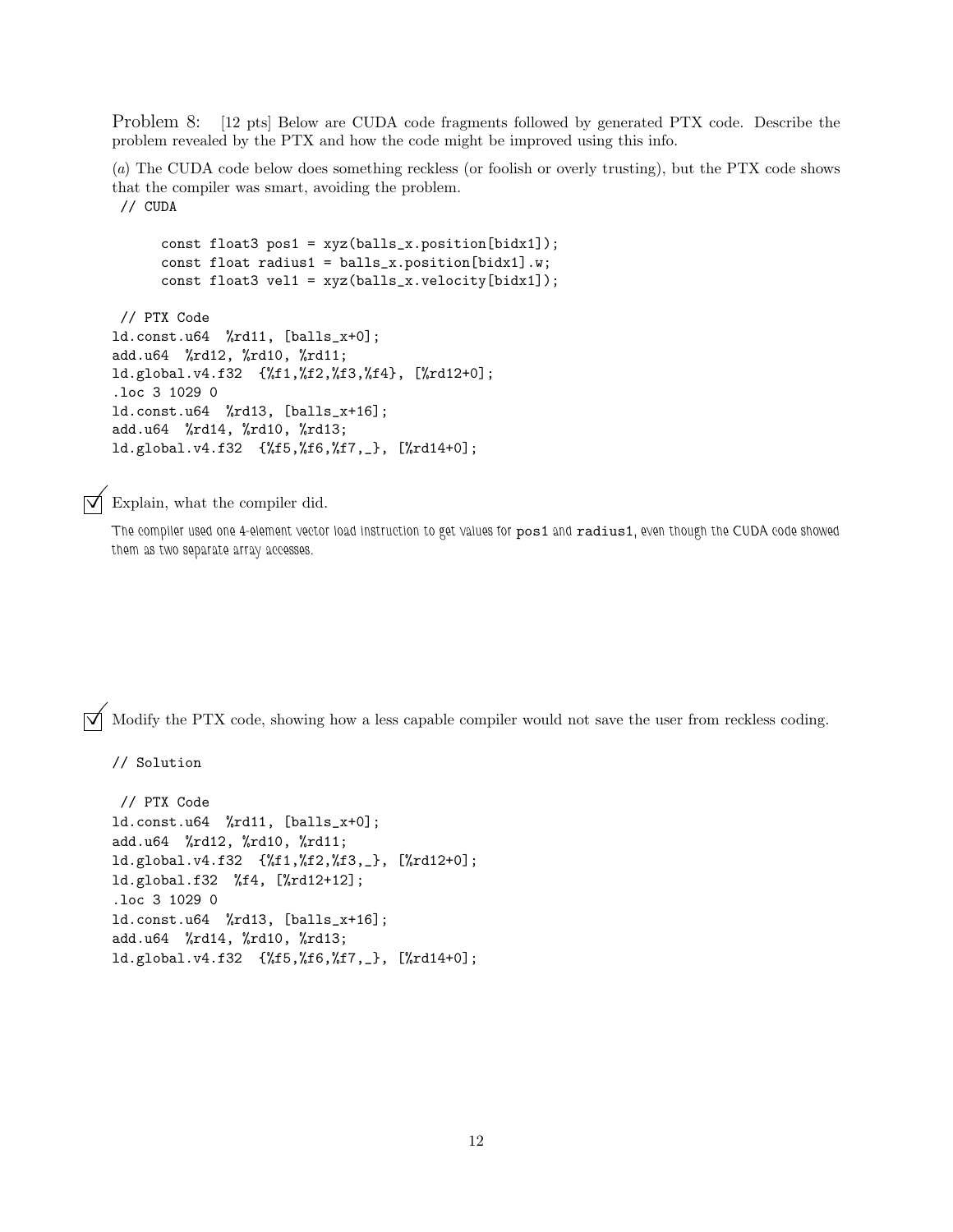Problem 8: [12 pts] Below are CUDA code fragments followed by generated PTX code. Describe the problem revealed by the PTX and how the code might be improved using this info.

(*a*) The CUDA code below does something reckless (or foolish or overly trusting), but the PTX code shows that the compiler was smart, avoiding the problem.

```
// CUDA

     const float3 pos1 = xyz(balls_x.position[bidx1]);
     const float radius1 = balls_x.position[bidx1].w;
     const float3 vel1 = xyz(balls_x.velocity[bidx1]);

// PTX Code
ld.const.u64  %rd11, [balls_x+0];
add.u64  %rd12, %rd10, %rd11;
ld.global.v4.f32  {%f1,%f2,%f3,%f4}, [%rd12+0];
.loc 3 1029 0
ld.const.u64  %rd13, [balls_x+16];
add.u64  %rd14, %rd10, %rd13;
ld.global.v4.f32  {%f5,%f6,%f7,_}, [%rd14+0];
```

☑ Explain, what the compiler did.

*The compiler used one 4-element vector load instruction to get values for* `pos1` *and* `radius1`*, even though the CUDA code showed them as two separate array accesses.*

☑ Modify the PTX code, showing how a less capable compiler would not save the user from reckless coding.

```
// Solution

 // PTX Code
ld.const.u64  %rd11, [balls_x+0];
add.u64  %rd12, %rd10, %rd11;
ld.global.v4.f32  {%f1,%f2,%f3,_}, [%rd12+0];
ld.global.f32  %f4, [%rd12+12];
.loc 3 1029 0
ld.const.u64  %rd13, [balls_x+16];
add.u64  %rd14, %rd10, %rd13;
ld.global.v4.f32  {%f5,%f6,%f7,_}, [%rd14+0];
```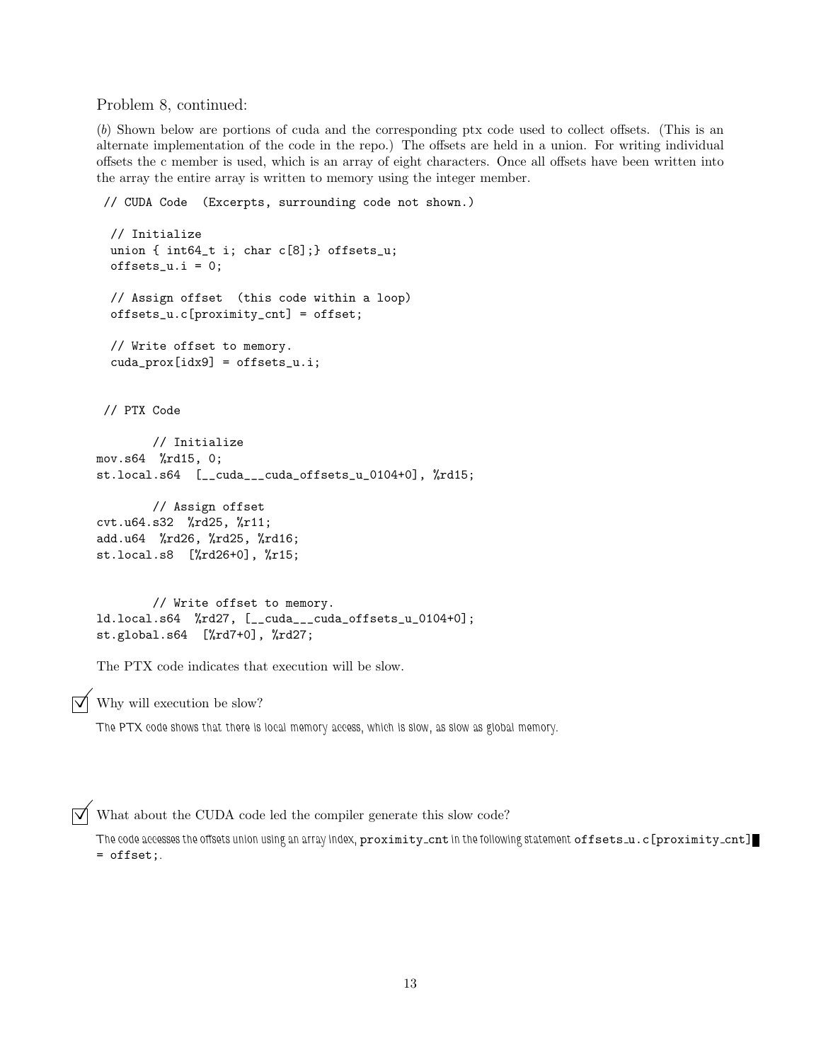Problem 8, continued:

(*b*) Shown below are portions of cuda and the corresponding ptx code used to collect offsets. (This is an alternate implementation of the code in the repo.) The offsets are held in a union. For writing individual offsets the c member is used, which is an array of eight characters. Once all offsets have been written into the array the entire array is written to memory using the integer member.

```
 // CUDA Code  (Excerpts, surrounding code not shown.)

  // Initialize
  union { int64_t i; char c[8];} offsets_u;
  offsets_u.i = 0;

  // Assign offset  (this code within a loop)
  offsets_u.c[proximity_cnt] = offset;

  // Write offset to memory.
  cuda_prox[idx9] = offsets_u.i;


 // PTX Code

        // Initialize
mov.s64  %rd15, 0;
st.local.s64  [__cuda___cuda_offsets_u_0104+0], %rd15;

        // Assign offset
cvt.u64.s32  %rd25, %r11;
add.u64  %rd26, %rd25, %rd16;
st.local.s8  [%rd26+0], %r15;


        // Write offset to memory.
ld.local.s64  %rd27, [__cuda___cuda_offsets_u_0104+0];
st.global.s64  [%rd7+0], %rd27;
```

The PTX code indicates that execution will be slow.

☑ Why will execution be slow?

The PTX code shows that there is local memory access, which is slow, as slow as global memory.

☑ What about the CUDA code led the compiler generate this slow code?

The code accesses the offsets union using an array index, `proximity_cnt` in the following statement `offsets_u.c[proximity_cnt] = offset;`.